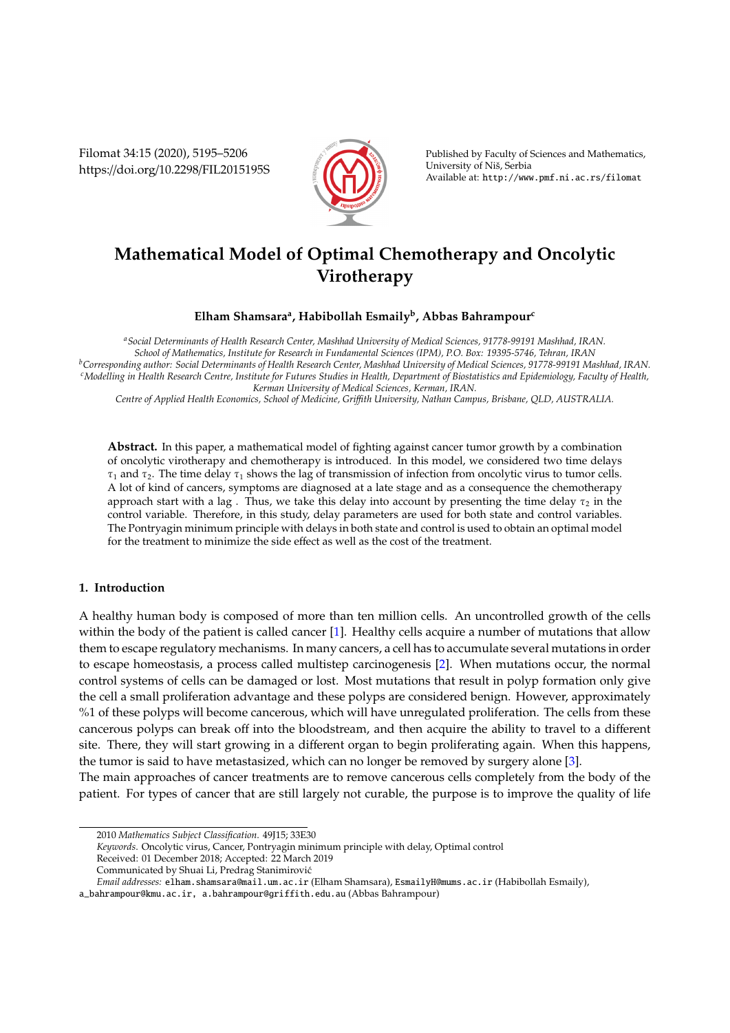# Mathematical Model of Optimal Chemotherapy and Oncolytic Virotherapy

**Elham Shamsara[a], Habibollah Esmaily[b], Abbas Bahrampour[c]**

[a]*Social Determinants of Health Research Center, Mashhad University of Medical Sciences, 91778-99191 Mashhad, IRAN.*
*School of Mathematics, Institute for Research in Fundamental Sciences (IPM), P.O. Box: 19395-5746, Tehran, IRAN*
[b]*Corresponding author: Social Determinants of Health Research Center, Mashhad University of Medical Sciences, 91778-99191 Mashhad, IRAN.*
[c]*Modelling in Health Research Centre, Institute for Futures Studies in Health, Department of Biostatistics and Epidemiology, Faculty of Health, Kerman University of Medical Sciences, Kerman, IRAN.*
*Centre of Applied Health Economics, School of Medicine, Griffith University, Nathan Campus, Brisbane, QLD, AUSTRALIA.*

**Abstract.** In this paper, a mathematical model of fighting against cancer tumor growth by a combination of oncolytic virotherapy and chemotherapy is introduced. In this model, we considered two time delays $\tau_1$ and $\tau_2$. The time delay $\tau_1$ shows the lag of transmission of infection from oncolytic virus to tumor cells. A lot of kind of cancers, symptoms are diagnosed at a late stage and as a consequence the chemotherapy approach start with a lag . Thus, we take this delay into account by presenting the time delay $\tau_2$ in the control variable. Therefore, in this study, delay parameters are used for both state and control variables. The Pontryagin minimum principle with delays in both state and control is used to obtain an optimal model for the treatment to minimize the side effect as well as the cost of the treatment.

## 1. Introduction

A healthy human body is composed of more than ten million cells. An uncontrolled growth of the cells within the body of the patient is called cancer [1]. Healthy cells acquire a number of mutations that allow them to escape regulatory mechanisms. In many cancers, a cell has to accumulate several mutations in order to escape homeostasis, a process called multistep carcinogenesis [2]. When mutations occur, the normal control systems of cells can be damaged or lost. Most mutations that result in polyp formation only give the cell a small proliferation advantage and these polyps are considered benign. However, approximately %1 of these polyps will become cancerous, which will have unregulated proliferation. The cells from these cancerous polyps can break off into the bloodstream, and then acquire the ability to travel to a different site. There, they will start growing in a different organ to begin proliferating again. When this happens, the tumor is said to have metastasized, which can no longer be removed by surgery alone [3].
The main approaches of cancer treatments are to remove cancerous cells completely from the body of the patient. For types of cancer that are still largely not curable, the purpose is to improve the quality of life

---

2010 *Mathematics Subject Classification*. 49J15; 33E30
*Keywords*. Oncolytic virus, Cancer, Pontryagin minimum principle with delay, Optimal control
Received: 01 December 2018; Accepted: 22 March 2019
Communicated by Shuai Li, Predrag Stanimirović
*Email addresses:* elham.shamsara@mail.um.ac.ir (Elham Shamsara), EsmailyH@mums.ac.ir (Habibollah Esmaily), a_bahrampour@kmu.ac.ir, a.bahrampour@griffith.edu.au (Abbas Bahrampour)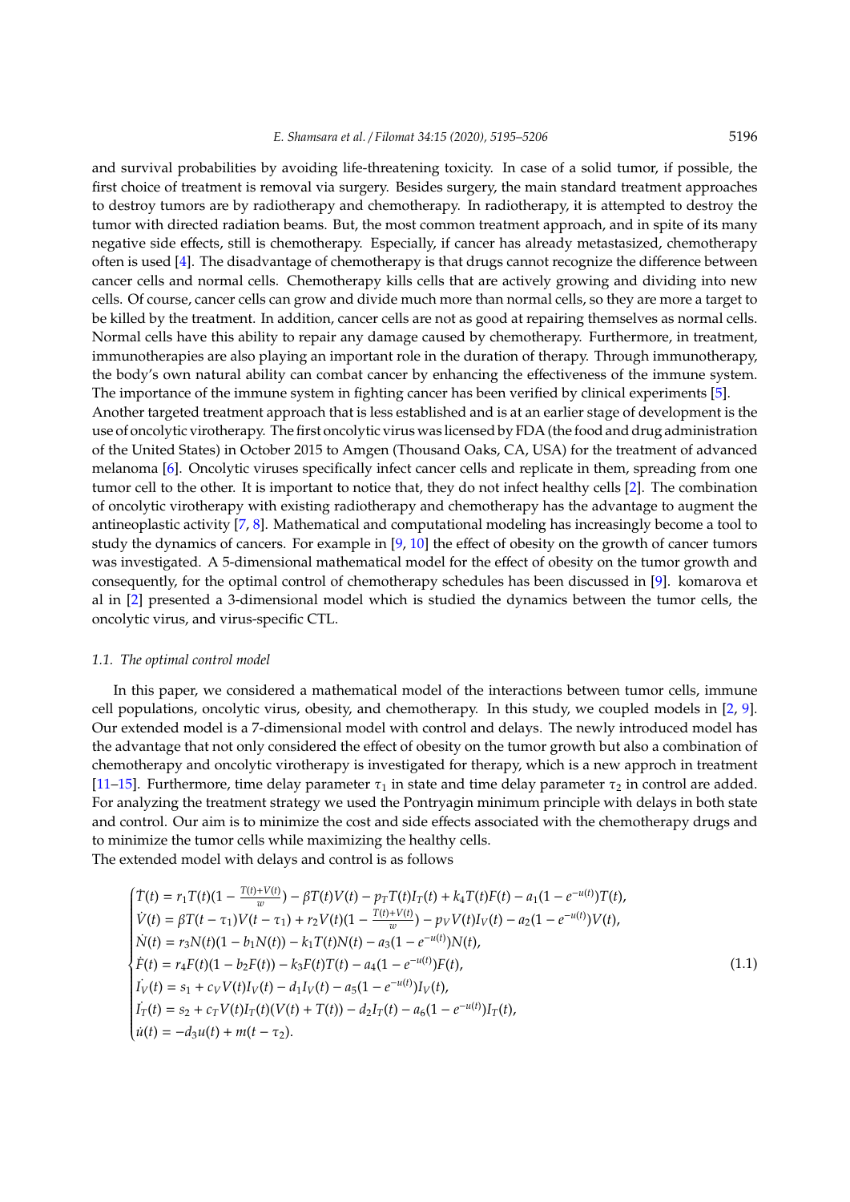and survival probabilities by avoiding life-threatening toxicity. In case of a solid tumor, if possible, the first choice of treatment is removal via surgery. Besides surgery, the main standard treatment approaches to destroy tumors are by radiotherapy and chemotherapy. In radiotherapy, it is attempted to destroy the tumor with directed radiation beams. But, the most common treatment approach, and in spite of its many negative side effects, still is chemotherapy. Especially, if cancer has already metastasized, chemotherapy often is used [4]. The disadvantage of chemotherapy is that drugs cannot recognize the difference between cancer cells and normal cells. Chemotherapy kills cells that are actively growing and dividing into new cells. Of course, cancer cells can grow and divide much more than normal cells, so they are more a target to be killed by the treatment. In addition, cancer cells are not as good at repairing themselves as normal cells. Normal cells have this ability to repair any damage caused by chemotherapy. Furthermore, in treatment, immunotherapies are also playing an important role in the duration of therapy. Through immunotherapy, the body's own natural ability can combat cancer by enhancing the effectiveness of the immune system. The importance of the immune system in fighting cancer has been verified by clinical experiments [5].
Another targeted treatment approach that is less established and is at an earlier stage of development is the use of oncolytic virotherapy. The first oncolytic virus was licensed by FDA (the food and drug administration of the United States) in October 2015 to Amgen (Thousand Oaks, CA, USA) for the treatment of advanced melanoma [6]. Oncolytic viruses specifically infect cancer cells and replicate in them, spreading from one tumor cell to the other. It is important to notice that, they do not infect healthy cells [2]. The combination of oncolytic virotherapy with existing radiotherapy and chemotherapy has the advantage to augment the antineoplastic activity [7, 8]. Mathematical and computational modeling has increasingly become a tool to study the dynamics of cancers. For example in [9, 10] the effect of obesity on the growth of cancer tumors was investigated. A 5-dimensional mathematical model for the effect of obesity on the tumor growth and consequently, for the optimal control of chemotherapy schedules has been discussed in [9]. komarova et al in [2] presented a 3-dimensional model which is studied the dynamics between the tumor cells, the oncolytic virus, and virus-specific CTL.

### 1.1. The optimal control model

In this paper, we considered a mathematical model of the interactions between tumor cells, immune cell populations, oncolytic virus, obesity, and chemotherapy. In this study, we coupled models in [2, 9]. Our extended model is a 7-dimensional model with control and delays. The newly introduced model has the advantage that not only considered the effect of obesity on the tumor growth but also a combination of chemotherapy and oncolytic virotherapy is investigated for therapy, which is a new approch in treatment [11–15]. Furthermore, time delay parameter $\tau_1$ in state and time delay parameter $\tau_2$ in control are added. For analyzing the treatment strategy we used the Pontryagin minimum principle with delays in both state and control. Our aim is to minimize the cost and side effects associated with the chemotherapy drugs and to minimize the tumor cells while maximizing the healthy cells.
The extended model with delays and control is as follows

$$
\begin{cases}
\dot{T}(t) = r_1 T(t)(1 - \frac{T(t)+V(t)}{w}) - \beta T(t)V(t) - p_T T(t) I_T(t) + k_4 T(t)F(t) - a_1(1 - e^{-u(t)})T(t), \\
\dot{V}(t) = \beta T(t-\tau_1)V(t-\tau_1) + r_2 V(t)(1 - \frac{T(t)+V(t)}{w}) - p_V V(t) I_V(t) - a_2(1 - e^{-u(t)})V(t), \\
\dot{N}(t) = r_3 N(t)(1 - b_1 N(t)) - k_1 T(t)N(t) - a_3(1 - e^{-u(t)})N(t), \\
\dot{F}(t) = r_4 F(t)(1 - b_2 F(t)) - k_3 F(t)T(t) - a_4(1 - e^{-u(t)})F(t), \\
\dot{I_V}(t) = s_1 + c_V V(t) I_V(t) - d_1 I_V(t) - a_5(1 - e^{-u(t)}) I_V(t), \\
\dot{I_T}(t) = s_2 + c_T V(t) I_T(t)(V(t) + T(t)) - d_2 I_T(t) - a_6(1 - e^{-u(t)}) I_T(t), \\
\dot{u}(t) = -d_3 u(t) + m(t - \tau_2).
\end{cases}
\tag{1.1}
$$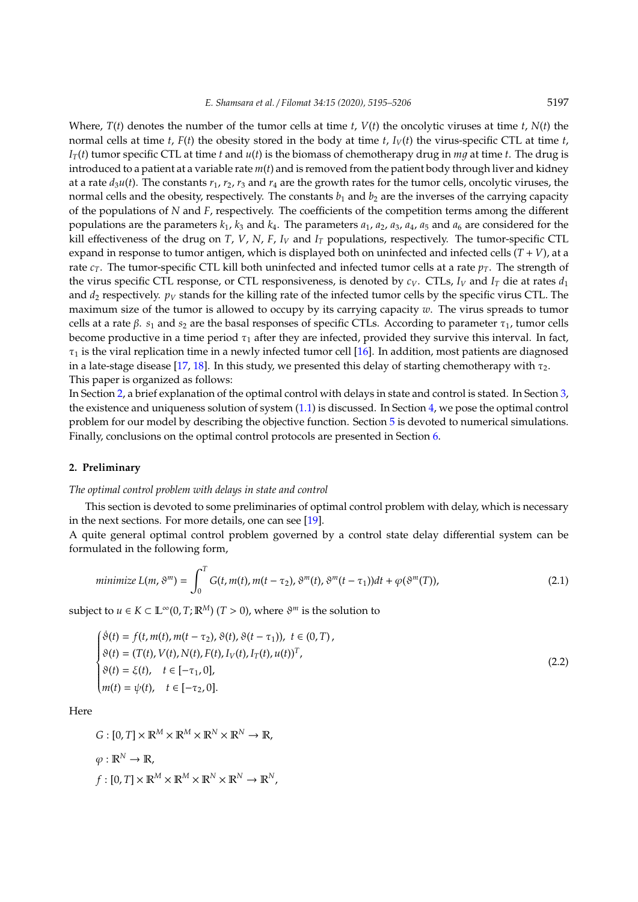Where, $T(t)$ denotes the number of the tumor cells at time $t$, $V(t)$ the oncolytic viruses at time $t$, $N(t)$ the normal cells at time $t$, $F(t)$ the obesity stored in the body at time $t$, $I_V(t)$ the virus-specific CTL at time $t$, $I_T(t)$ tumor specific CTL at time $t$ and $u(t)$ is the biomass of chemotherapy drug in $mg$ at time $t$. The drug is introduced to a patient at a variable rate $m(t)$ and is removed from the patient body through liver and kidney at a rate $d_3u(t)$. The constants $r_1$, $r_2$, $r_3$ and $r_4$ are the growth rates for the tumor cells, oncolytic viruses, the normal cells and the obesity, respectively. The constants $b_1$ and $b_2$ are the inverses of the carrying capacity of the populations of $N$ and $F$, respectively. The coefficients of the competition terms among the different populations are the parameters $k_1$, $k_3$ and $k_4$. The parameters $a_1$, $a_2$, $a_3$, $a_4$, $a_5$ and $a_6$ are considered for the kill effectiveness of the drug on $T$, $V$, $N$, $F$, $I_V$ and $I_T$ populations, respectively. The tumor-specific CTL expand in response to tumor antigen, which is displayed both on uninfected and infected cells $(T + V)$, at a rate $c_T$. The tumor-specific CTL kill both uninfected and infected tumor cells at a rate $p_T$. The strength of the virus specific CTL response, or CTL responsiveness, is denoted by $c_V$. CTLs, $I_V$ and $I_T$ die at rates $d_1$ and $d_2$ respectively. $p_V$ stands for the killing rate of the infected tumor cells by the specific virus CTL. The maximum size of the tumor is allowed to occupy by its carrying capacity $w$. The virus spreads to tumor cells at a rate $\beta$. $s_1$ and $s_2$ are the basal responses of specific CTLs. According to parameter $\tau_1$, tumor cells become productive in a time period $\tau_1$ after they are infected, provided they survive this interval. In fact, $\tau_1$ is the viral replication time in a newly infected tumor cell [16]. In addition, most patients are diagnosed in a late-stage disease [17, 18]. In this study, we presented this delay of starting chemotherapy with $\tau_2$.

This paper is organized as follows:

In Section 2, a brief explanation of the optimal control with delays in state and control is stated. In Section 3, the existence and uniqueness solution of system (1.1) is discussed. In Section 4, we pose the optimal control problem for our model by describing the objective function. Section 5 is devoted to numerical simulations. Finally, conclusions on the optimal control protocols are presented in Section 6.

## 2. Preliminary

*The optimal control problem with delays in state and control*

This section is devoted to some preliminaries of optimal control problem with delay, which is necessary in the next sections. For more details, one can see [19].

A quite general optimal control problem governed by a control state delay differential system can be formulated in the following form,

$$\text{minimize } L(m, \vartheta^m) = \int_0^T G(t, m(t), m(t-\tau_2), \vartheta^m(t), \vartheta^m(t-\tau_1))dt + \varphi(\vartheta^m(T)), \tag{2.1}$$

subject to $u \in K \subset \mathbb{L}^\infty(0, T; \mathbb{R}^M)$ $(T > 0)$, where $\vartheta^m$ is the solution to

$$\begin{cases} \dot{\vartheta}(t) = f(t, m(t), m(t-\tau_2), \vartheta(t), \vartheta(t-\tau_1)), \ t \in (0, T), \\ \vartheta(t) = (T(t), V(t), N(t), F(t), I_V(t), I_T(t), u(t))^T, \\ \vartheta(t) = \xi(t), \quad t \in [-\tau_1, 0], \\ m(t) = \psi(t), \quad t \in [-\tau_2, 0]. \end{cases} \tag{2.2}$$

Here

$$G : [0, T] \times \mathbb{R}^M \times \mathbb{R}^M \times \mathbb{R}^N \times \mathbb{R}^N \to \mathbb{R},$$

$$\varphi : \mathbb{R}^N \to \mathbb{R},$$

$$f : [0, T] \times \mathbb{R}^M \times \mathbb{R}^M \times \mathbb{R}^N \times \mathbb{R}^N \to \mathbb{R}^N,$$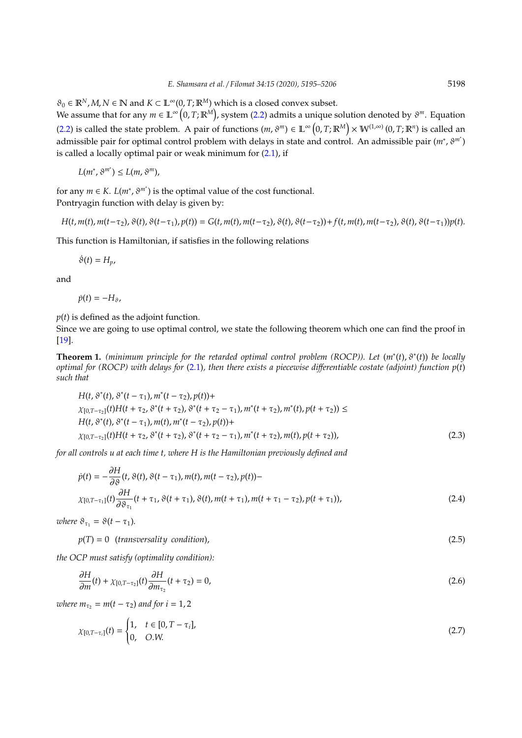$\vartheta_0 \in \mathbb{R}^N, M, N \in \mathbb{N}$ and $K \subset \mathbb{L}^\infty(0,T;\mathbb{R}^M)$ which is a closed convex subset.
We assume that for any $m \in \mathbb{L}^\infty\left(0,T;\mathbb{R}^M\right)$, system (2.2) admits a unique solution denoted by $\vartheta^m$. Equation (2.2) is called the state problem. A pair of functions $(m, \vartheta^m) \in \mathbb{L}^\infty\left(0,T;\mathbb{R}^M\right) \times \mathbb{W}^{(1,\infty)}\left(0,T;\mathbb{R}^n\right)$ is called an admissible pair for optimal control problem with delays in state and control. An admissible pair $(m^*, \vartheta^{m^*})$ is called a locally optimal pair or weak minimum for (2.1), if

$$L(m^*, \vartheta^{m^*}) \leq L(m, \vartheta^m),$$

for any $m \in K$. $L(m^*, \vartheta^{m^*})$ is the optimal value of the cost functional.
Pontryagin function with delay is given by:

$$H(t, m(t), m(t-\tau_2), \vartheta(t), \vartheta(t-\tau_1), p(t)) = G(t, m(t), m(t-\tau_2), \vartheta(t), \vartheta(t-\tau_2)) + f(t, m(t), m(t-\tau_2), \vartheta(t), \vartheta(t-\tau_1))p(t).$$

This function is Hamiltonian, if satisfies in the following relations

$$\dot{\vartheta}(t) = H_p,$$

and

$$\dot{p}(t) = -H_\vartheta,$$

$p(t)$ is defined as the adjoint function.
Since we are going to use optimal control, we state the following theorem which one can find the proof in [19].

**Theorem 1.** *(minimum principle for the retarded optimal control problem (ROCP)). Let $(m^*(t), \vartheta^*(t))$ be locally optimal for (ROCP) with delays for (2.1), then there exists a piecewise differentiable costate (adjoint) function $p(t)$ such that*

$$\begin{aligned}
&H(t, \vartheta^*(t), \vartheta^*(t-\tau_1), m^*(t-\tau_2), p(t)) + \\
&\chi_{[0,T-\tau_2]}(t) H(t+\tau_2, \vartheta^*(t+\tau_2), \vartheta^*(t+\tau_2-\tau_1), m^*(t+\tau_2), m^*(t), p(t+\tau_2)) \leq \\
&H(t, \vartheta^*(t), \vartheta^*(t-\tau_1), m(t), m^*(t-\tau_2), p(t)) + \\
&\chi_{[0,T-\tau_2]}(t) H(t+\tau_2, \vartheta^*(t+\tau_2), \vartheta^*(t+\tau_2-\tau_1), m^*(t+\tau_2), m(t), p(t+\tau_2)),
\end{aligned} \tag{2.3}$$

*for all controls u at each time t, where H is the Hamiltonian previously defined and*

$$\begin{aligned}
\dot{p}(t) = &-\frac{\partial H}{\partial \vartheta}(t, \vartheta(t), \vartheta(t-\tau_1), m(t), m(t-\tau_2), p(t)) - \\
&\chi_{[0,T-\tau_1]}(t) \frac{\partial H}{\partial \vartheta_{\tau_1}}(t+\tau_1, \vartheta(t+\tau_1), \vartheta(t), m(t+\tau_1), m(t+\tau_1-\tau_2), p(t+\tau_1)),
\end{aligned} \tag{2.4}$$

*where $\vartheta_{\tau_1} = \vartheta(t-\tau_1)$.*

$$p(T) = 0 \quad (\textit{transversality condition}), \tag{2.5}$$

*the OCP must satisfy (optimality condition):*

$$\frac{\partial H}{\partial m}(t) + \chi_{[0,T-\tau_2]}(t) \frac{\partial H}{\partial m_{\tau_2}}(t+\tau_2) = 0, \tag{2.6}$$

*where $m_{\tau_2} = m(t-\tau_2)$ and for $i = 1, 2$*

$$\chi_{[0,T-\tau_i]}(t) = \begin{cases} 1, & t \in [0, T-\tau_i], \\ 0, & O.W. \end{cases} \tag{2.7}$$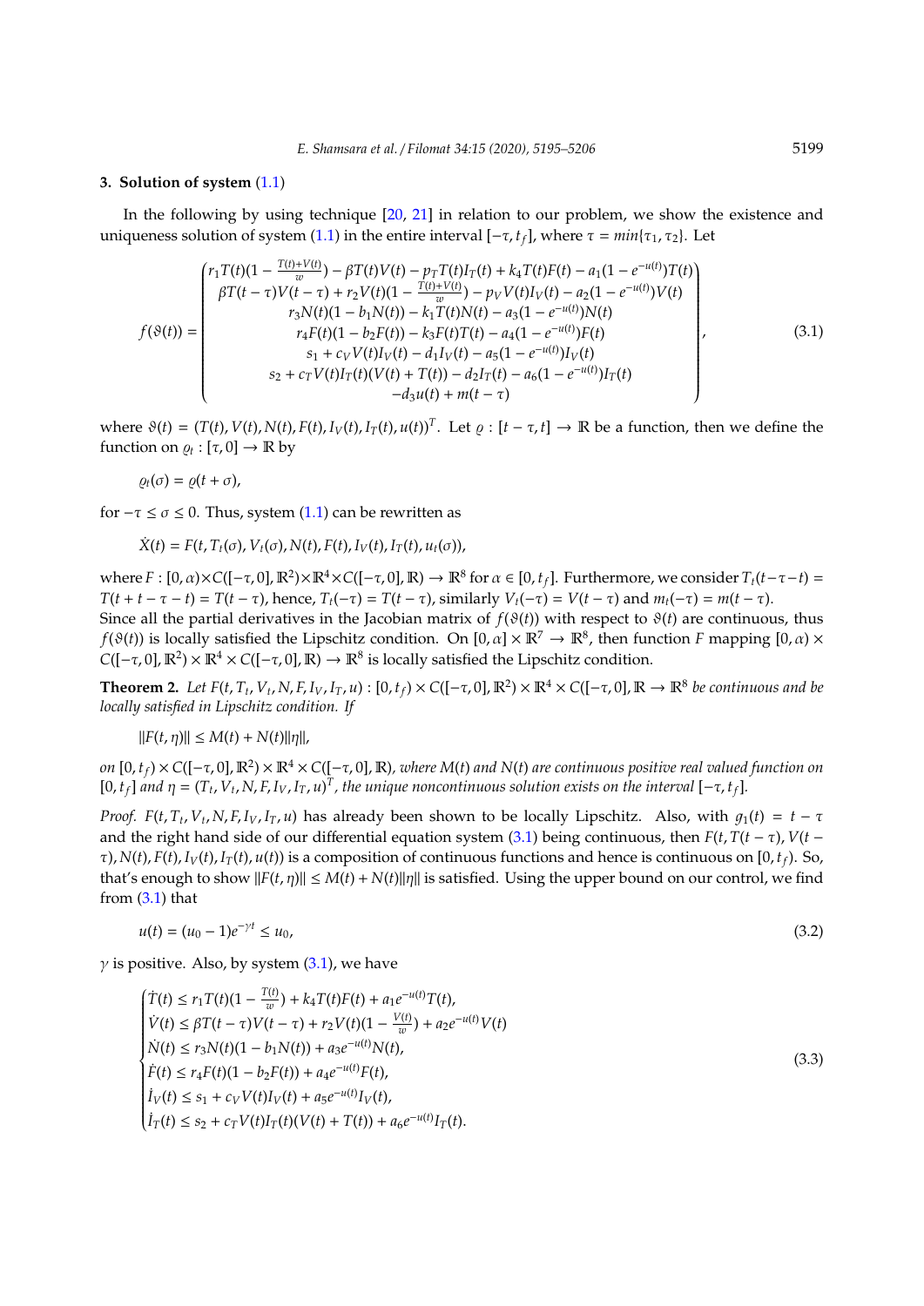## 3. Solution of system (1.1)

In the following by using technique [20, 21] in relation to our problem, we show the existence and uniqueness solution of system (1.1) in the entire interval $[-\tau, t_f]$, where $\tau = min\{\tau_1, \tau_2\}$. Let

$$
f(\vartheta(t)) = \begin{pmatrix} r_1T(t)(1 - \frac{T(t)+V(t)}{w}) - \beta T(t)V(t) - p_T T(t)I_T(t) + k_4T(t)F(t) - a_1(1-e^{-u(t)})T(t) \\ \beta T(t-\tau)V(t-\tau) + r_2V(t)(1 - \frac{T(t)+V(t)}{w}) - p_V V(t)I_V(t) - a_2(1-e^{-u(t)})V(t) \\ r_3N(t)(1-b_1N(t)) - k_1T(t)N(t) - a_3(1-e^{-u(t)})N(t) \\ r_4F(t)(1-b_2F(t)) - k_3F(t)T(t) - a_4(1-e^{-u(t)})F(t) \\ s_1 + c_V V(t)I_V(t) - d_1I_V(t) - a_5(1-e^{-u(t)})I_V(t) \\ s_2 + c_T V(t)I_T(t)(V(t)+T(t)) - d_2I_T(t) - a_6(1-e^{-u(t)})I_T(t) \\ -d_3u(t) + m(t-\tau) \end{pmatrix}, \tag{3.1}
$$

where $\vartheta(t) = (T(t), V(t), N(t), F(t), I_V(t), I_T(t), u(t))^T$. Let $\varrho : [t-\tau, t] \to \mathbb{R}$ be a function, then we define the function on $\varrho_t : [\tau, 0] \to \mathbb{R}$ by

$$\varrho_t(\sigma) = \varrho(t+\sigma),$$

for $-\tau \leq \sigma \leq 0$. Thus, system (1.1) can be rewritten as

$$\dot{X}(t) = F(t, T_t(\sigma), V_t(\sigma), N(t), F(t), I_V(t), I_T(t), u_t(\sigma)),$$

where $F : [0,\alpha) \times C([-\tau, 0], \mathbb{R}^2) \times \mathbb{R}^4 \times C([-\tau, 0], \mathbb{R}) \to \mathbb{R}^8$ for $\alpha \in [0, t_f]$. Furthermore, we consider $T_t(t-\tau-t) = T(t+t-\tau-t) = T(t-\tau)$, hence, $T_t(-\tau) = T(t-\tau)$, similarly $V_t(-\tau) = V(t-\tau)$ and $m_t(-\tau) = m(t-\tau)$.
Since all the partial derivatives in the Jacobian matrix of $f(\vartheta(t))$ with respect to $\vartheta(t)$ are continuous, thus $f(\vartheta(t))$ is locally satisfied the Lipschitz condition. On $[0,\alpha] \times \mathbb{R}^7 \to \mathbb{R}^8$, then function $F$ mapping $[0,\alpha) \times C([-\tau, 0], \mathbb{R}^2) \times \mathbb{R}^4 \times C([-\tau, 0], \mathbb{R}) \to \mathbb{R}^8$ is locally satisfied the Lipschitz condition.

**Theorem 2.** *Let $F(t, T_t, V_t, N, F, I_V, I_T, u) : [0, t_f) \times C([-\tau, 0], \mathbb{R}^2) \times \mathbb{R}^4 \times C([-\tau, 0], \mathbb{R} \to \mathbb{R}^8$ be continuous and be locally satisfied in Lipschitz condition. If*

$$\|F(t,\eta)\| \leq M(t) + N(t)\|\eta\|,$$

*on $[0, t_f) \times C([-\tau, 0], \mathbb{R}^2) \times \mathbb{R}^4 \times C([-\tau, 0], \mathbb{R})$, where $M(t)$ and $N(t)$ are continuous positive real valued function on $[0, t_f]$ and $\eta = (T_t, V_t, N, F, I_V, I_T, u)^T$, the unique noncontinuous solution exists on the interval $[-\tau, t_f]$.*

*Proof.* $F(t, T_t, V_t, N, F, I_V, I_T, u)$ has already been shown to be locally Lipschitz. Also, with $g_1(t) = t - \tau$ and the right hand side of our differential equation system (3.1) being continuous, then $F(t, T(t-\tau), V(t-\tau), N(t), F(t), I_V(t), I_T(t), u(t))$ is a composition of continuous functions and hence is continuous on $[0, t_f)$. So, that's enough to show $\|F(t,\eta)\| \leq M(t) + N(t)\|\eta\|$ is satisfied. Using the upper bound on our control, we find from (3.1) that

$$u(t) = (u_0 - 1)e^{-\gamma t} \leq u_0, \tag{3.2}$$

$\gamma$ is positive. Also, by system (3.1), we have

$$
\begin{cases} \dot{T}(t) \leq r_1T(t)(1 - \frac{T(t)}{w}) + k_4T(t)F(t) + a_1e^{-u(t)}T(t), \\ \dot{V}(t) \leq \beta T(t-\tau)V(t-\tau) + r_2V(t)(1 - \frac{V(t)}{w}) + a_2e^{-u(t)}V(t) \\ \dot{N}(t) \leq r_3N(t)(1-b_1N(t)) + a_3e^{-u(t)}N(t), \\ \dot{F}(t) \leq r_4F(t)(1-b_2F(t)) + a_4e^{-u(t)}F(t), \\ \dot{I}_V(t) \leq s_1 + c_V V(t)I_V(t) + a_5e^{-u(t)}I_V(t), \\ \dot{I}_T(t) \leq s_2 + c_T V(t)I_T(t)(V(t)+T(t)) + a_6e^{-u(t)}I_T(t). \end{cases} \tag{3.3}
$$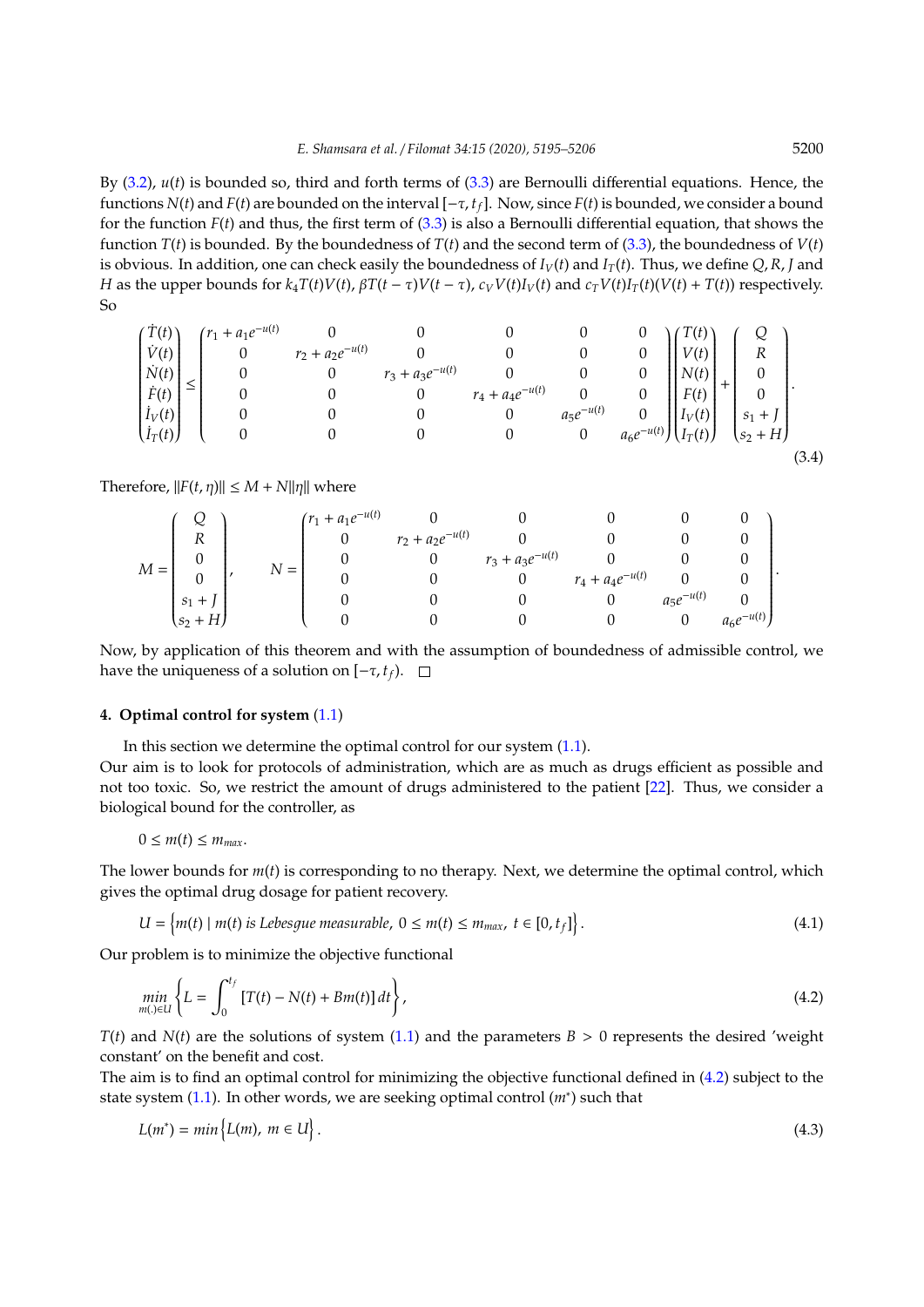By (3.2), $u(t)$ is bounded so, third and forth terms of (3.3) are Bernoulli differential equations. Hence, the functions $N(t)$ and $F(t)$ are bounded on the interval $[-\tau, t_f]$. Now, since $F(t)$ is bounded, we consider a bound for the function $F(t)$ and thus, the first term of (3.3) is also a Bernoulli differential equation, that shows the function $T(t)$ is bounded. By the boundedness of $T(t)$ and the second term of (3.3), the boundedness of $V(t)$ is obvious. In addition, one can check easily the boundedness of $I_V(t)$ and $I_T(t)$. Thus, we define $Q, R, J$ and $H$ as the upper bounds for $k_4T(t)V(t)$, $\beta T(t-\tau)V(t-\tau)$, $c_V V(t)I_V(t)$ and $c_T V(t)I_T(t)(V(t)+T(t))$ respectively. So

$$\begin{pmatrix} \dot{T}(t) \\ \dot{V}(t) \\ \dot{N}(t) \\ \dot{F}(t) \\ \dot{I}_V(t) \\ \dot{I}_T(t) \end{pmatrix} \leq \begin{pmatrix} r_1 + a_1e^{-u(t)} & 0 & 0 & 0 & 0 & 0 \\ 0 & r_2 + a_2e^{-u(t)} & 0 & 0 & 0 & 0 \\ 0 & 0 & r_3 + a_3e^{-u(t)} & 0 & 0 & 0 \\ 0 & 0 & 0 & r_4 + a_4e^{-u(t)} & 0 & 0 \\ 0 & 0 & 0 & 0 & a_5e^{-u(t)} & 0 \\ 0 & 0 & 0 & 0 & 0 & a_6e^{-u(t)} \end{pmatrix} \begin{pmatrix} T(t) \\ V(t) \\ N(t) \\ F(t) \\ I_V(t) \\ I_T(t) \end{pmatrix} + \begin{pmatrix} Q \\ R \\ 0 \\ 0 \\ s_1 + J \\ s_2 + H \end{pmatrix}. \tag{3.4}$$

Therefore, $\|F(t, \eta)\| \leq M + N\|\eta\|$ where

$$M = \begin{pmatrix} Q \\ R \\ 0 \\ 0 \\ s_1 + J \\ s_2 + H \end{pmatrix}, \qquad N = \begin{pmatrix} r_1 + a_1e^{-u(t)} & 0 & 0 & 0 & 0 & 0 \\ 0 & r_2 + a_2e^{-u(t)} & 0 & 0 & 0 & 0 \\ 0 & 0 & r_3 + a_3e^{-u(t)} & 0 & 0 & 0 \\ 0 & 0 & 0 & r_4 + a_4e^{-u(t)} & 0 & 0 \\ 0 & 0 & 0 & 0 & a_5e^{-u(t)} & 0 \\ 0 & 0 & 0 & 0 & 0 & a_6e^{-u(t)} \end{pmatrix}.$$

Now, by application of this theorem and with the assumption of boundedness of admissible control, we have the uniqueness of a solution on $[-\tau, t_f)$. □

## 4. Optimal control for system (1.1)

In this section we determine the optimal control for our system (1.1).
Our aim is to look for protocols of administration, which are as much as drugs efficient as possible and not too toxic. So, we restrict the amount of drugs administered to the patient [22]. Thus, we consider a biological bound for the controller, as

$$0 \leq m(t) \leq m_{max}.$$

The lower bounds for $m(t)$ is corresponding to no therapy. Next, we determine the optimal control, which gives the optimal drug dosage for patient recovery.

$$U = \left\{ m(t) \mid m(t) \text{ is Lebesgue measurable},\ 0 \leq m(t) \leq m_{max},\ t \in [0, t_f] \right\}. \tag{4.1}$$

Our problem is to minimize the objective functional

$$\min_{m(.)\in U} \left\{ L = \int_0^{t_f} [T(t) - N(t) + Bm(t)]\, dt \right\}, \tag{4.2}$$

$T(t)$ and $N(t)$ are the solutions of system (1.1) and the parameters $B > 0$ represents the desired 'weight constant' on the benefit and cost.
The aim is to find an optimal control for minimizing the objective functional defined in (4.2) subject to the state system (1.1). In other words, we are seeking optimal control $(m^*)$ such that

$$L(m^*) = \min \left\{ L(m),\ m \in U \right\}. \tag{4.3}$$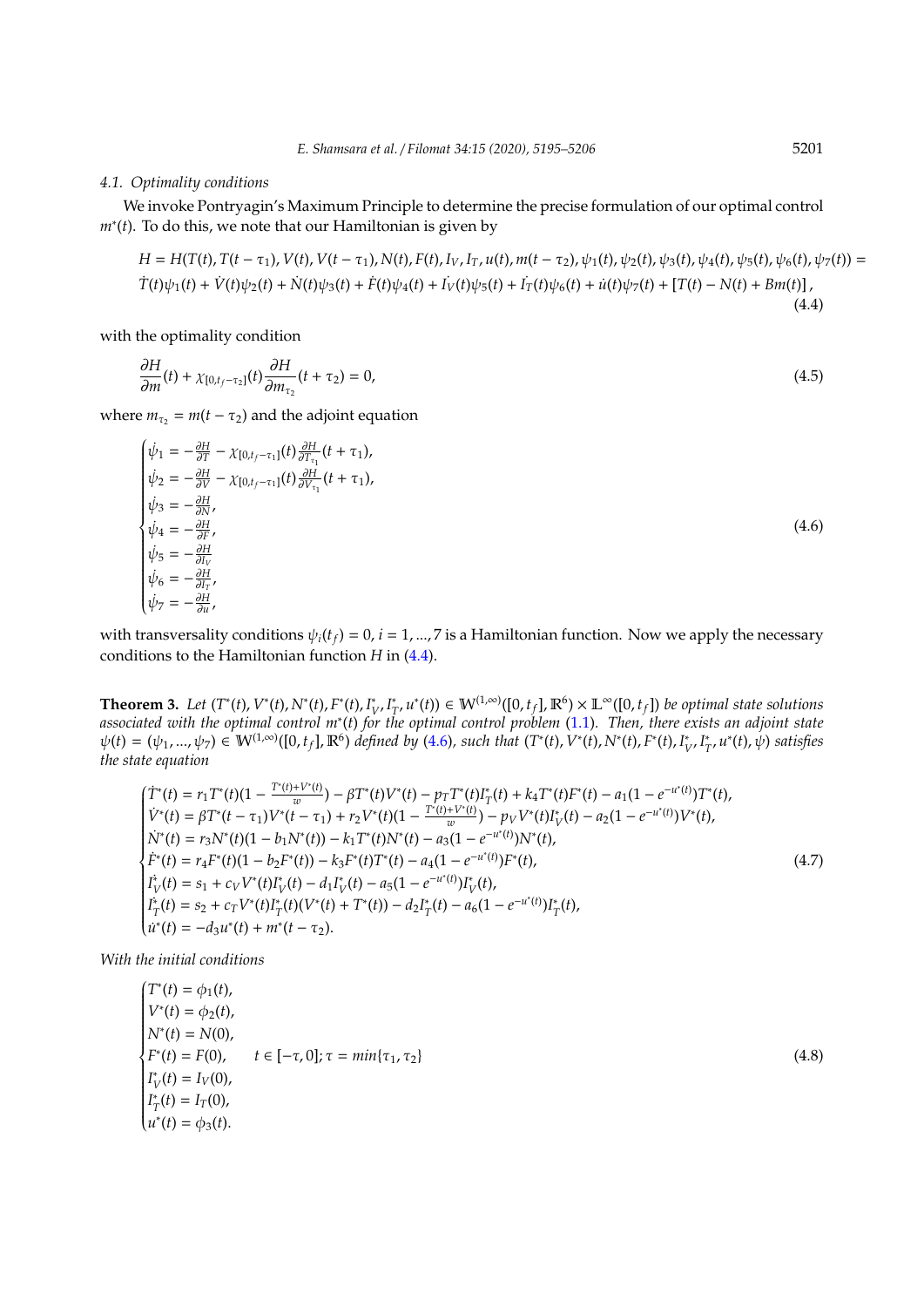### 4.1. Optimality conditions

We invoke Pontryagin's Maximum Principle to determine the precise formulation of our optimal control $m^*(t)$. To do this, we note that our Hamiltonian is given by

$$
\begin{aligned}
&H = H(T(t), T(t-\tau_1), V(t), V(t-\tau_1), N(t), F(t), I_V, I_T, u(t), m(t-\tau_2), \psi_1(t), \psi_2(t), \psi_3(t), \psi_4(t), \psi_5(t), \psi_6(t), \psi_7(t)) = \\
&\dot{T}(t)\psi_1(t) + \dot{V}(t)\psi_2(t) + \dot{N}(t)\psi_3(t) + \dot{F}(t)\psi_4(t) + \dot{I_V}(t)\psi_5(t) + \dot{I_T}(t)\psi_6(t) + \dot{u}(t)\psi_7(t) + [T(t) - N(t) + Bm(t)],
\end{aligned}
\tag{4.4}
$$

with the optimality condition

$$
\frac{\partial H}{\partial m}(t) + \chi_{[0,t_f-\tau_2]}(t)\frac{\partial H}{\partial m_{\tau_2}}(t+\tau_2) = 0, \tag{4.5}
$$

where $m_{\tau_2} = m(t-\tau_2)$ and the adjoint equation

$$
\begin{cases}
\dot{\psi}_1 = -\frac{\partial H}{\partial T} - \chi_{[0,t_f-\tau_1]}(t)\frac{\partial H}{\partial T_{\tau_1}}(t+\tau_1),\\
\dot{\psi}_2 = -\frac{\partial H}{\partial V} - \chi_{[0,t_f-\tau_1]}(t)\frac{\partial H}{\partial V_{\tau_1}}(t+\tau_1),\\
\dot{\psi}_3 = -\frac{\partial H}{\partial N},\\
\dot{\psi}_4 = -\frac{\partial H}{\partial F},\\
\dot{\psi}_5 = -\frac{\partial H}{\partial I_V}\\
\dot{\psi}_6 = -\frac{\partial H}{\partial I_T},\\
\dot{\psi}_7 = -\frac{\partial H}{\partial u},
\end{cases}
\tag{4.6}
$$

with transversality conditions $\psi_i(t_f) = 0$, $i = 1, ..., 7$ is a Hamiltonian function. Now we apply the necessary conditions to the Hamiltonian function $H$ in (4.4).

**Theorem 3.** *Let $(T^*(t), V^*(t), N^*(t), F^*(t), I_V^*, I_T^*, u^*(t)) \in \mathbb{W}^{(1,\infty)}([0,t_f], \mathbb{R}^6) \times \mathbb{L}^\infty([0,t_f])$ be optimal state solutions associated with the optimal control $m^*(t)$ for the optimal control problem (1.1). Then, there exists an adjoint state $\psi(t) = (\psi_1, ..., \psi_7) \in \mathbb{W}^{(1,\infty)}([0,t_f], \mathbb{R}^6)$ defined by (4.6), such that $(T^*(t), V^*(t), N^*(t), F^*(t), I_V^*, I_T^*, u^*(t), \psi)$ satisfies the state equation*

$$
\begin{cases}
\dot{T}^*(t) = r_1 T^*(t)(1 - \frac{T^*(t)+V^*(t)}{w}) - \beta T^*(t)V^*(t) - p_T T^*(t) I_T^*(t) + k_4 T^*(t)F^*(t) - a_1(1-e^{-u^*(t)})T^*(t),\\
\dot{V}^*(t) = \beta T^*(t-\tau_1)V^*(t-\tau_1) + r_2 V^*(t)(1 - \frac{T^*(t)+V^*(t)}{w}) - p_V V^*(t)I_V^*(t) - a_2(1-e^{-u^*(t)})V^*(t),\\
\dot{N}^*(t) = r_3 N^*(t)(1 - b_1 N^*(t)) - k_1 T^*(t)N^*(t) - a_3(1-e^{-u^*(t)})N^*(t),\\
\dot{F}^*(t) = r_4 F^*(t)(1 - b_2 F^*(t)) - k_3 F^*(t)T^*(t) - a_4(1-e^{-u^*(t)})F^*(t),\\
\dot{I}_V^*(t) = s_1 + c_V V^*(t)I_V^*(t) - d_1 I_V^*(t) - a_5(1-e^{-u^*(t)})I_V^*(t),\\
\dot{I}_T^*(t) = s_2 + c_T V^*(t)I_T^*(t)(V^*(t) + T^*(t)) - d_2 I_T^*(t) - a_6(1-e^{-u^*(t)})I_T^*(t),\\
\dot{u}^*(t) = -d_3 u^*(t) + m^*(t-\tau_2).
\end{cases}
\tag{4.7}
$$

*With the initial conditions*

$$
\begin{cases}
T^*(t) = \phi_1(t),\\
V^*(t) = \phi_2(t),\\
N^*(t) = N(0),\\
F^*(t) = F(0), \qquad t \in [-\tau, 0]; \tau = min\{\tau_1, \tau_2\}\\
I_V^*(t) = I_V(0),\\
I_T^*(t) = I_T(0),\\
u^*(t) = \phi_3(t).
\end{cases}
\tag{4.8}
$$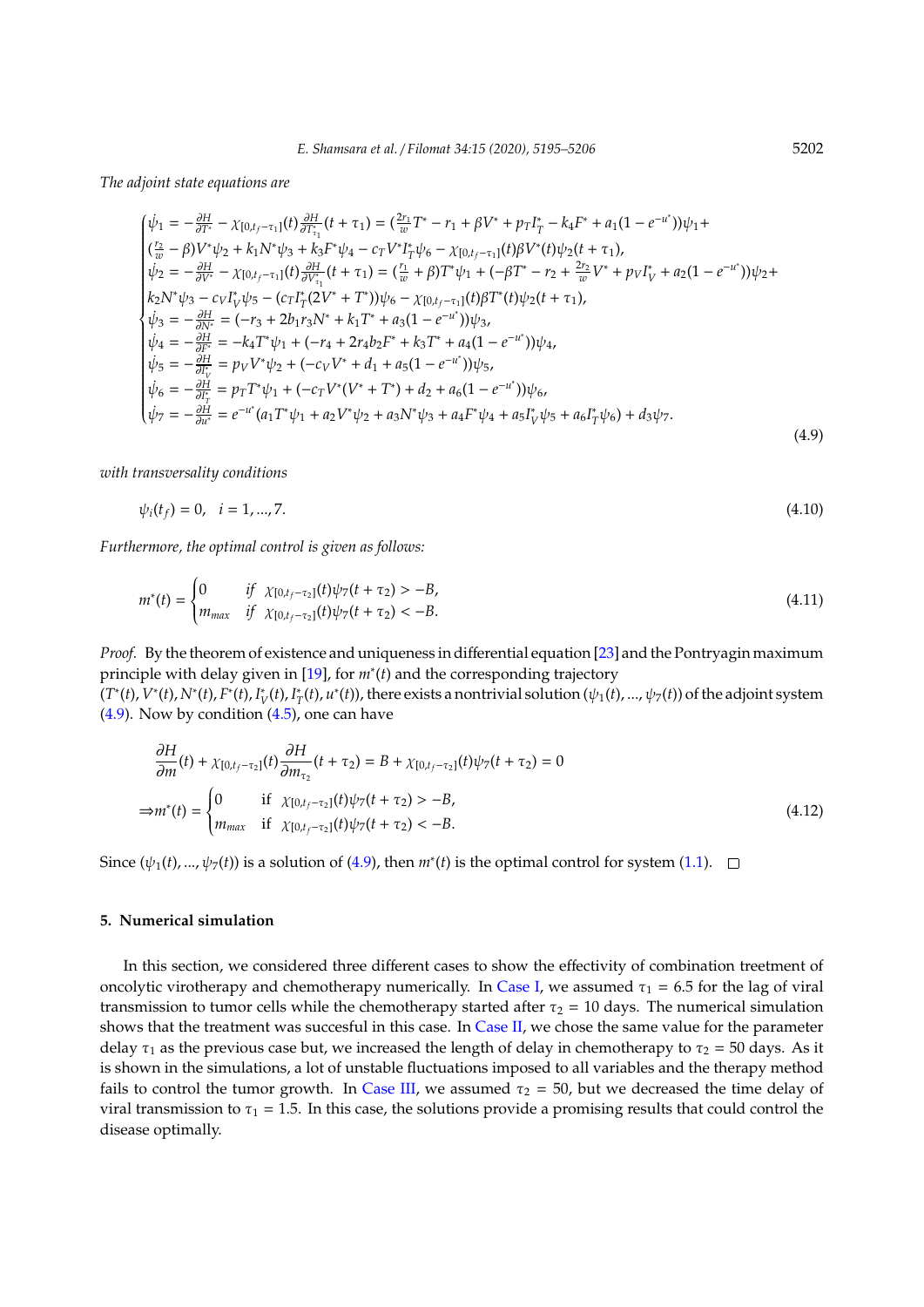*The adjoint state equations are*

$$
\begin{cases}
\dot{\psi}_1 = -\frac{\partial H}{\partial T^*} - \chi_{[0,t_f-\tau_1]}(t)\frac{\partial H}{\partial T^*_{\tau_1}}(t+\tau_1) = (\frac{2r_1}{w}T^* - r_1 + \beta V^* + p_T I_T^* - k_4 F^* + a_1(1-e^{-u^*}))\psi_1 + \\
(\frac{r_2}{w} - \beta)V^*\psi_2 + k_1 N^*\psi_3 + k_3 F^*\psi_4 - c_T V^* I_T^*\psi_6 - \chi_{[0,t_f-\tau_1]}(t)\beta V^*(t)\psi_2(t+\tau_1), \\
\dot{\psi}_2 = -\frac{\partial H}{\partial V^*} - \chi_{[0,t_f-\tau_1]}(t)\frac{\partial H}{\partial V^*_{\tau_1}}(t+\tau_1) = (\frac{r_1}{w} + \beta)T^*\psi_1 + (-\beta T^* - r_2 + \frac{2r_2}{w}V^* + p_V I_V^* + a_2(1-e^{-u^*}))\psi_2 + \\
k_2 N^*\psi_3 - c_V I_V^*\psi_5 - (c_T I_T^*(2V^* + T^*))\psi_6 - \chi_{[0,t_f-\tau_1]}(t)\beta T^*(t)\psi_2(t+\tau_1), \\
\dot{\psi}_3 = -\frac{\partial H}{\partial N^*} = (-r_3 + 2b_1 r_3 N^* + k_1 T^* + a_3(1-e^{-u^*}))\psi_3, \\
\dot{\psi}_4 = -\frac{\partial H}{\partial F^*} = -k_4 T^*\psi_1 + (-r_4 + 2r_4 b_2 F^* + k_3 T^* + a_4(1-e^{-u^*}))\psi_4, \\
\dot{\psi}_5 = -\frac{\partial H}{\partial I_V^*} = p_V V^*\psi_2 + (-c_V V^* + d_1 + a_5(1-e^{-u^*}))\psi_5, \\
\dot{\psi}_6 = -\frac{\partial H}{\partial I_T^*} = p_T T^*\psi_1 + (-c_T V^*(V^* + T^*) + d_2 + a_6(1-e^{-u^*}))\psi_6, \\
\dot{\psi}_7 = -\frac{\partial H}{\partial u^*} = e^{-u^*}(a_1 T^*\psi_1 + a_2 V^*\psi_2 + a_3 N^*\psi_3 + a_4 F^*\psi_4 + a_5 I_V^*\psi_5 + a_6 I_T^*\psi_6) + d_3\psi_7.
\end{cases}
\tag{4.9}
$$

*with transversality conditions*

$$
\psi_i(t_f) = 0, \quad i = 1, ..., 7. \tag{4.10}
$$

*Furthermore, the optimal control is given as follows:*

$$
m^*(t) = \begin{cases} 0 & \text{if } \ \chi_{[0,t_f-\tau_2]}(t)\psi_7(t+\tau_2) > -B, \\ m_{max} & \text{if } \ \chi_{[0,t_f-\tau_2]}(t)\psi_7(t+\tau_2) < -B. \end{cases} \tag{4.11}
$$

*Proof.* By the theorem of existence and uniqueness in differential equation [23] and the Pontryagin maximum principle with delay given in [19], for $m^*(t)$ and the corresponding trajectory $(T^*(t), V^*(t), N^*(t), F^*(t), I_V^*(t), I_T^*(t), u^*(t))$, there exists a nontrivial solution $(\psi_1(t), ..., \psi_7(t))$ of the adjoint system (4.9). Now by condition (4.5), one can have

$$
\begin{aligned}
&\frac{\partial H}{\partial m}(t) + \chi_{[0,t_f-\tau_2]}(t)\frac{\partial H}{\partial m_{\tau_2}}(t+\tau_2) = B + \chi_{[0,t_f-\tau_2]}(t)\psi_7(t+\tau_2) = 0 \\
\Rightarrow & m^*(t) = \begin{cases} 0 & \text{if } \ \chi_{[0,t_f-\tau_2]}(t)\psi_7(t+\tau_2) > -B, \\ m_{max} & \text{if } \ \chi_{[0,t_f-\tau_2]}(t)\psi_7(t+\tau_2) < -B. \end{cases}
\end{aligned}
\tag{4.12}
$$

Since $(\psi_1(t), ..., \psi_7(t))$ is a solution of (4.9), then $m^*(t)$ is the optimal control for system (1.1). □

## 5. Numerical simulation

In this section, we considered three different cases to show the effectivity of combination treetment of oncolytic virotherapy and chemotherapy numerically. In Case I, we assumed $\tau_1 = 6.5$ for the lag of viral transmission to tumor cells while the chemotherapy started after $\tau_2 = 10$ days. The numerical simulation shows that the treatment was succesful in this case. In Case II, we chose the same value for the parameter delay $\tau_1$ as the previous case but, we increased the length of delay in chemotherapy to $\tau_2 = 50$ days. As it is shown in the simulations, a lot of unstable fluctuations imposed to all variables and the therapy method fails to control the tumor growth. In Case III, we assumed $\tau_2 = 50$, but we decreased the time delay of viral transmission to $\tau_1 = 1.5$. In this case, the solutions provide a promising results that could control the disease optimally.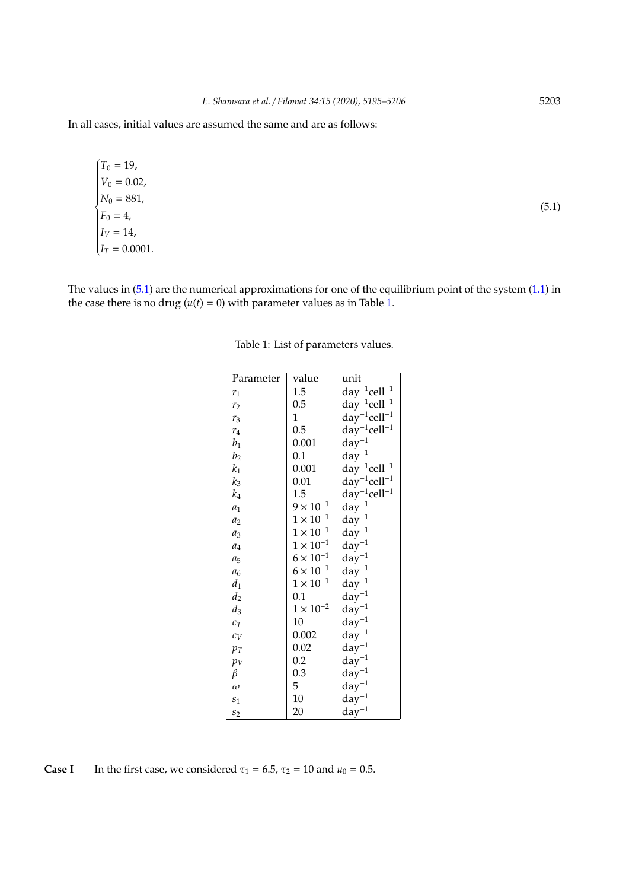In all cases, initial values are assumed the same and are as follows:

$$
\begin{cases}
T_0 = 19, \\
V_0 = 0.02, \\
N_0 = 881, \\
F_0 = 4, \\
I_V = 14, \\
I_T = 0.0001.
\end{cases}
\tag{5.1}
$$

The values in (5.1) are the numerical approximations for one of the equilibrium point of the system (1.1) in the case there is no drug ($u(t) = 0$) with parameter values as in Table 1.

Table 1: List of parameters values.

| Parameter | value | unit |
|---|---|---|
| $r_1$ | 1.5 | $\text{day}^{-1}\text{cell}^{-1}$ |
| $r_2$ | 0.5 | $\text{day}^{-1}\text{cell}^{-1}$ |
| $r_3$ | 1 | $\text{day}^{-1}\text{cell}^{-1}$ |
| $r_4$ | 0.5 | $\text{day}^{-1}\text{cell}^{-1}$ |
| $b_1$ | 0.001 | $\text{day}^{-1}$ |
| $b_2$ | 0.1 | $\text{day}^{-1}$ |
| $k_1$ | 0.001 | $\text{day}^{-1}\text{cell}^{-1}$ |
| $k_3$ | 0.01 | $\text{day}^{-1}\text{cell}^{-1}$ |
| $k_4$ | 1.5 | $\text{day}^{-1}\text{cell}^{-1}$ |
| $a_1$ | $9 \times 10^{-1}$ | $\text{day}^{-1}$ |
| $a_2$ | $1 \times 10^{-1}$ | $\text{day}^{-1}$ |
| $a_3$ | $1 \times 10^{-1}$ | $\text{day}^{-1}$ |
| $a_4$ | $1 \times 10^{-1}$ | $\text{day}^{-1}$ |
| $a_5$ | $6 \times 10^{-1}$ | $\text{day}^{-1}$ |
| $a_6$ | $6 \times 10^{-1}$ | $\text{day}^{-1}$ |
| $d_1$ | $1 \times 10^{-1}$ | $\text{day}^{-1}$ |
| $d_2$ | 0.1 | $\text{day}^{-1}$ |
| $d_3$ | $1 \times 10^{-2}$ | $\text{day}^{-1}$ |
| $c_T$ | 10 | $\text{day}^{-1}$ |
| $c_V$ | 0.002 | $\text{day}^{-1}$ |
| $p_T$ | 0.02 | $\text{day}^{-1}$ |
| $p_V$ | 0.2 | $\text{day}^{-1}$ |
| $\beta$ | 0.3 | $\text{day}^{-1}$ |
| $\omega$ | 5 | $\text{day}^{-1}$ |
| $s_1$ | 10 | $\text{day}^{-1}$ |
| $s_2$ | 20 | $\text{day}^{-1}$ |

**Case I** In the first case, we considered $\tau_1 = 6.5$, $\tau_2 = 10$ and $u_0 = 0.5$.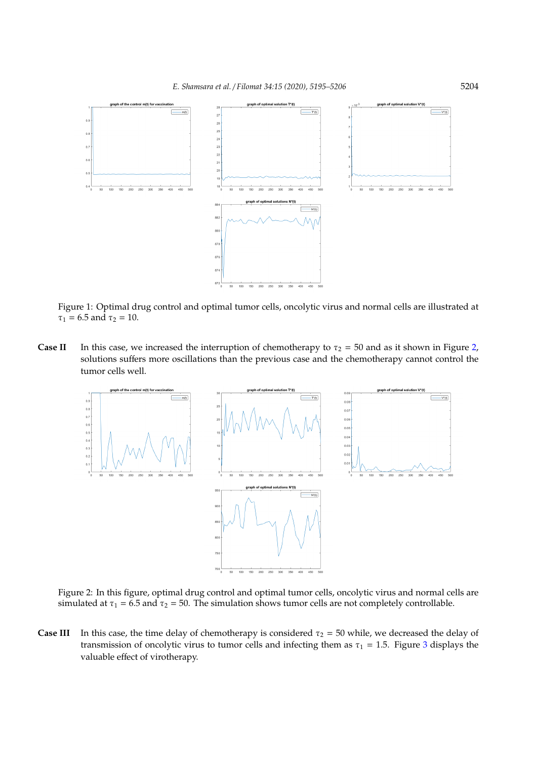Figure 1: Optimal drug control and optimal tumor cells, oncolytic virus and normal cells are illustrated at $\tau_1 = 6.5$ and $\tau_2 = 10$.

**Case II** In this case, we increased the interruption of chemotherapy to $\tau_2 = 50$ and as it shown in Figure 2, solutions suffers more oscillations than the previous case and the chemotherapy cannot control the tumor cells well.

Figure 2: In this figure, optimal drug control and optimal tumor cells, oncolytic virus and normal cells are simulated at $\tau_1 = 6.5$ and $\tau_2 = 50$. The simulation shows tumor cells are not completely controllable.

**Case III** In this case, the time delay of chemotherapy is considered $\tau_2 = 50$ while, we decreased the delay of transmission of oncolytic virus to tumor cells and infecting them as $\tau_1 = 1.5$. Figure 3 displays the valuable effect of virotherapy.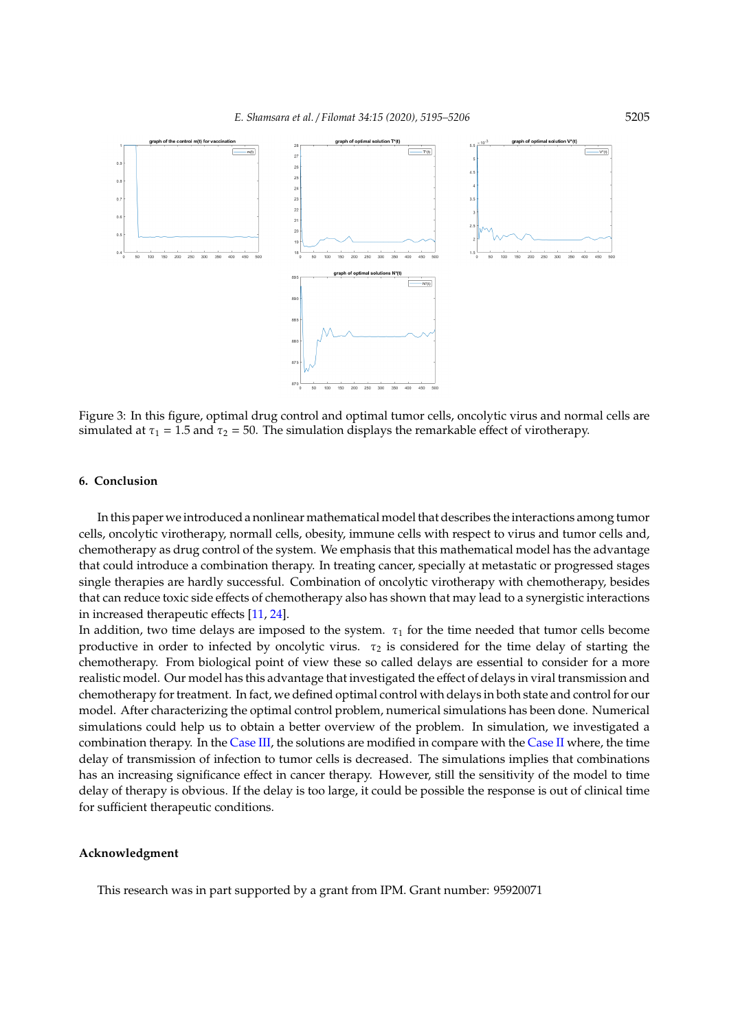Figure 3: In this figure, optimal drug control and optimal tumor cells, oncolytic virus and normal cells are simulated at $\tau_1 = 1.5$ and $\tau_2 = 50$. The simulation displays the remarkable effect of virotherapy.

## 6. Conclusion

In this paper we introduced a nonlinear mathematical model that describes the interactions among tumor cells, oncolytic virotherapy, normall cells, obesity, immune cells with respect to virus and tumor cells and, chemotherapy as drug control of the system. We emphasis that this mathematical model has the advantage that could introduce a combination therapy. In treating cancer, specially at metastatic or progressed stages single therapies are hardly successful. Combination of oncolytic virotherapy with chemotherapy, besides that can reduce toxic side effects of chemotherapy also has shown that may lead to a synergistic interactions in increased therapeutic effects [11, 24].

In addition, two time delays are imposed to the system. $\tau_1$ for the time needed that tumor cells become productive in order to infected by oncolytic virus. $\tau_2$ is considered for the time delay of starting the chemotherapy. From biological point of view these so called delays are essential to consider for a more realistic model. Our model has this advantage that investigated the effect of delays in viral transmission and chemotherapy for treatment. In fact, we defined optimal control with delays in both state and control for our model. After characterizing the optimal control problem, numerical simulations has been done. Numerical simulations could help us to obtain a better overview of the problem. In simulation, we investigated a combination therapy. In the Case III, the solutions are modified in compare with the Case II where, the time delay of transmission of infection to tumor cells is decreased. The simulations implies that combinations has an increasing significance effect in cancer therapy. However, still the sensitivity of the model to time delay of therapy is obvious. If the delay is too large, it could be possible the response is out of clinical time for sufficient therapeutic conditions.

## Acknowledgment

This research was in part supported by a grant from IPM. Grant number: 95920071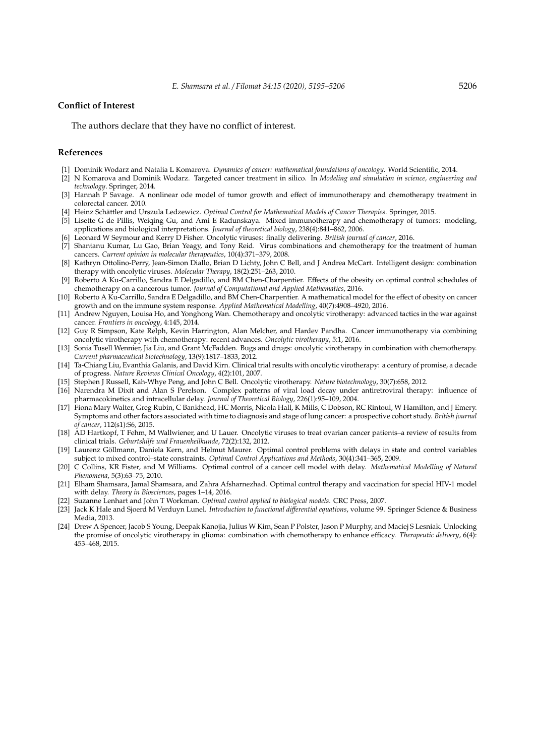## Conflict of Interest

The authors declare that they have no conflict of interest.

## References

[1] Dominik Wodarz and Natalia L Komarova. *Dynamics of cancer: mathematical foundations of oncology*. World Scientific, 2014.
[2] N Komarova and Dominik Wodarz. Targeted cancer treatment in silico. In *Modeling and simulation in science, engineering and technology*. Springer, 2014.
[3] Hannah P Savage. A nonlinear ode model of tumor growth and effect of immunotherapy and chemotherapy treatment in colorectal cancer. 2010.
[4] Heinz Schättler and Urszula Ledzewicz. *Optimal Control for Mathematical Models of Cancer Therapies*. Springer, 2015.
[5] Lisette G de Pillis, Weiqing Gu, and Ami E Radunskaya. Mixed immunotherapy and chemotherapy of tumors: modeling, applications and biological interpretations. *Journal of theoretical biology*, 238(4):841–862, 2006.
[6] Leonard W Seymour and Kerry D Fisher. Oncolytic viruses: finally delivering. *British journal of cancer*, 2016.
[7] Shantanu Kumar, Lu Gao, Brian Yeagy, and Tony Reid. Virus combinations and chemotherapy for the treatment of human cancers. *Current opinion in molecular therapeutics*, 10(4):371–379, 2008.
[8] Kathryn Ottolino-Perry, Jean-Simon Diallo, Brian D Lichty, John C Bell, and J Andrea McCart. Intelligent design: combination therapy with oncolytic viruses. *Molecular Therapy*, 18(2):251–263, 2010.
[9] Roberto A Ku-Carrillo, Sandra E Delgadillo, and BM Chen-Charpentier. Effects of the obesity on optimal control schedules of chemotherapy on a cancerous tumor. *Journal of Computational and Applied Mathematics*, 2016.
[10] Roberto A Ku-Carrillo, Sandra E Delgadillo, and BM Chen-Charpentier. A mathematical model for the effect of obesity on cancer growth and on the immune system response. *Applied Mathematical Modelling*, 40(7):4908–4920, 2016.
[11] Andrew Nguyen, Louisa Ho, and Yonghong Wan. Chemotherapy and oncolytic virotherapy: advanced tactics in the war against cancer. *Frontiers in oncology*, 4:145, 2014.
[12] Guy R Simpson, Kate Relph, Kevin Harrington, Alan Melcher, and Hardev Pandha. Cancer immunotherapy via combining oncolytic virotherapy with chemotherapy: recent advances. *Oncolytic virotherapy*, 5:1, 2016.
[13] Sonia Tusell Wennier, Jia Liu, and Grant McFadden. Bugs and drugs: oncolytic virotherapy in combination with chemotherapy. *Current pharmaceutical biotechnology*, 13(9):1817–1833, 2012.
[14] Ta-Chiang Liu, Evanthia Galanis, and David Kirn. Clinical trial results with oncolytic virotherapy: a century of promise, a decade of progress. *Nature Reviews Clinical Oncology*, 4(2):101, 2007.
[15] Stephen J Russell, Kah-Whye Peng, and John C Bell. Oncolytic virotherapy. *Nature biotechnology*, 30(7):658, 2012.
[16] Narendra M Dixit and Alan S Perelson. Complex patterns of viral load decay under antiretroviral therapy: influence of pharmacokinetics and intracellular delay. *Journal of Theoretical Biology*, 226(1):95–109, 2004.
[17] Fiona Mary Walter, Greg Rubin, C Bankhead, HC Morris, Nicola Hall, K Mills, C Dobson, RC Rintoul, W Hamilton, and J Emery. Symptoms and other factors associated with time to diagnosis and stage of lung cancer: a prospective cohort study. *British journal of cancer*, 112(s1):S6, 2015.
[18] AD Hartkopf, T Fehm, M Wallwiener, and U Lauer. Oncolytic viruses to treat ovarian cancer patients–a review of results from clinical trials. *Geburtshilfe und Frauenheilkunde*, 72(2):132, 2012.
[19] Laurenz Göllmann, Daniela Kern, and Helmut Maurer. Optimal control problems with delays in state and control variables subject to mixed control–state constraints. *Optimal Control Applications and Methods*, 30(4):341–365, 2009.
[20] C Collins, KR Fister, and M Williams. Optimal control of a cancer cell model with delay. *Mathematical Modelling of Natural Phenomena*, 5(3):63–75, 2010.
[21] Elham Shamsara, Jamal Shamsara, and Zahra Afsharnezhad. Optimal control therapy and vaccination for special HIV-1 model with delay. *Theory in Biosciences*, pages 1–14, 2016.
[22] Suzanne Lenhart and John T Workman. *Optimal control applied to biological models*. CRC Press, 2007.
[23] Jack K Hale and Sjoerd M Verduyn Lunel. *Introduction to functional differential equations*, volume 99. Springer Science & Business Media, 2013.
[24] Drew A Spencer, Jacob S Young, Deepak Kanojia, Julius W Kim, Sean P Polster, Jason P Murphy, and Maciej S Lesniak. Unlocking the promise of oncolytic virotherapy in glioma: combination with chemotherapy to enhance efficacy. *Therapeutic delivery*, 6(4): 453–468, 2015.